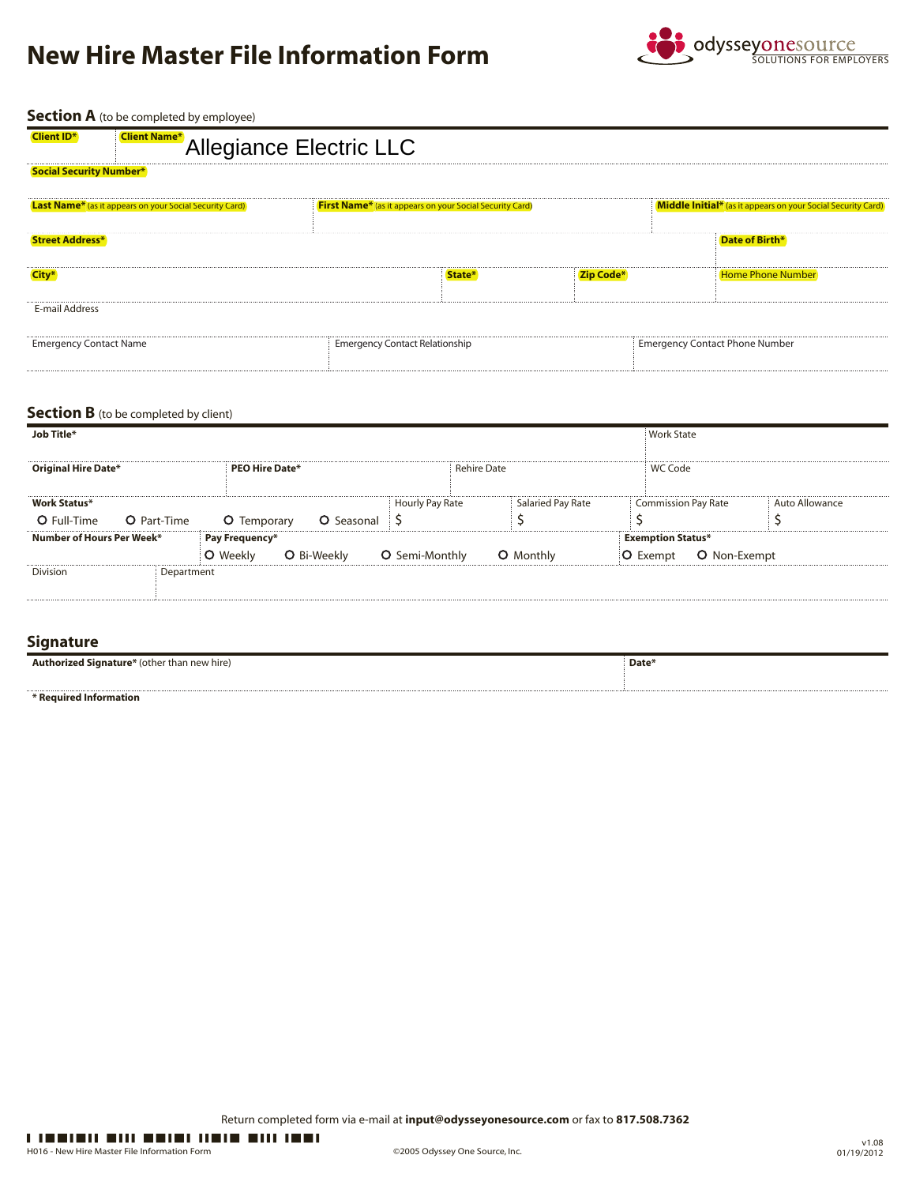# New Hire Master File Information Form

odysseyonesource
SOLUTIONS FOR EMPLOYERS

## Section A (to be completed by employee)

| Client ID* | Client Name* Allegiance Electric LLC |
|---|---|

| Social Security Number* |
|---|

| Last Name* (as it appears on your Social Security Card) | First Name* (as it appears on your Social Security Card) | Middle Initial* (as it appears on your Social Security Card) |
|---|---|---|

| Street Address* | Date of Birth* |
|---|---|

| City* | State* | Zip Code* | Home Phone Number |
|---|---|---|---|

| E-mail Address |
|---|

| Emergency Contact Name | Emergency Contact Relationship | Emergency Contact Phone Number |
|---|---|---|

## Section B (to be completed by client)

| Job Title* | Work State |
|---|---|

| Original Hire Date* | PEO Hire Date* | Rehire Date | WC Code |
|---|---|---|---|

| Work Status* | Hourly Pay Rate | Salaried Pay Rate | Commission Pay Rate | Auto Allowance |
|---|---|---|---|---|
| O Full-Time O Part-Time O Temporary O Seasonal | $ | $ | $ | $ |

| Number of Hours Per Week* | Pay Frequency* | Exemption Status* |
|---|---|---|
| | O Weekly O Bi-Weekly O Semi-Monthly O Monthly | O Exempt O Non-Exempt |

| Division | Department |
|---|---|

## Signature

| Authorized Signature* (other than new hire) | Date* |
|---|---|

* Required Information

Return completed form via e-mail at **input@odysseyonesource.com** or fax to **817.508.7362**

H016 - New Hire Master File Information Form

©2005 Odyssey One Source, Inc.

v1.08
01/19/2012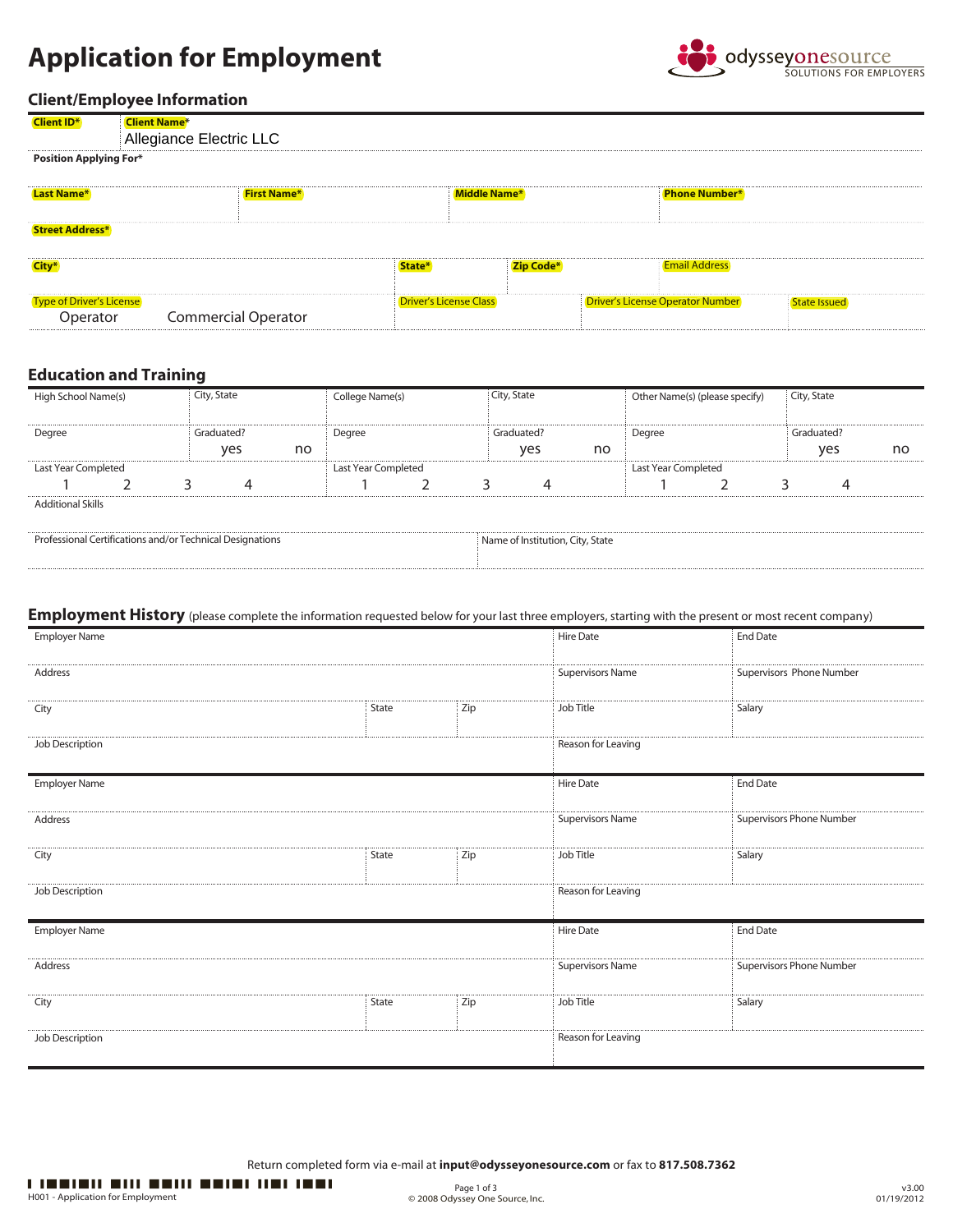# Application for Employment

odysseyonesource
SOLUTIONS FOR EMPLOYERS

## Client/Employee Information

| Client ID* | Client Name* | | | | |
|---|---|---|---|---|---|
| | Allegiance Electric LLC | | | | |

| Position Applying For* |
|---|
| |

| Last Name* | First Name* | Middle Name* | Phone Number* |
|---|---|---|---|
| | | | |

| Street Address* |
|---|
| |

| City* | State* | Zip Code* | Email Address |
|---|---|---|---|
| | | | |

| Type of Driver's License | Driver's License Class | Driver's License Operator Number | State Issued |
|---|---|---|---|
| Operator Commercial Operator | | | |

## Education and Training

| High School Name(s) | City, State | College Name(s) | City, State | Other Name(s) (please specify) | City, State |
|---|---|---|---|---|---|
| | | | | | |
| Degree | Graduated? yes no | Degree | Graduated? yes no | Degree | Graduated? yes no |
| Last Year Completed 1 2 3 4 | | Last Year Completed 1 2 3 4 | | Last Year Completed 1 2 3 4 | |

| Additional Skills |
|---|
| |

| Professional Certifications and/or Technical Designations | Name of Institution, City, State |
|---|---|
| | |

## Employment History (please complete the information requested below for your last three employers, starting with the present or most recent company)

| Employer Name | | | Hire Date | End Date |
|---|---|---|---|---|
| Address | | | Supervisors Name | Supervisors Phone Number |
| City | State | Zip | Job Title | Salary |
| Job Description | | | Reason for Leaving | |

| Employer Name | | | Hire Date | End Date |
|---|---|---|---|---|
| Address | | | Supervisors Name | Supervisors Phone Number |
| City | State | Zip | Job Title | Salary |
| Job Description | | | Reason for Leaving | |

| Employer Name | | | Hire Date | End Date |
|---|---|---|---|---|
| Address | | | Supervisors Name | Supervisors Phone Number |
| City | State | Zip | Job Title | Salary |
| Job Description | | | Reason for Leaving | |

Return completed form via e-mail at **input@odysseyonesource.com** or fax to **817.508.7362**

H001 - Application for Employment

© 2008 Odyssey One Source, Inc.

v3.00
01/19/2012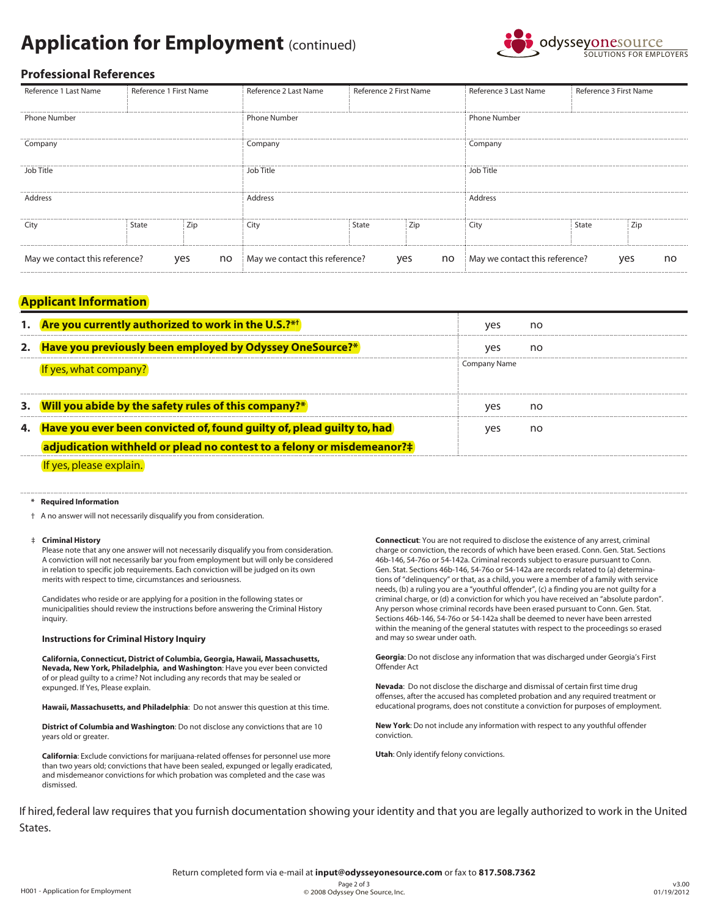# Application for Employment (continued)

## Professional References

| Reference 1 Last Name | Reference 1 First Name | | Reference 2 Last Name | Reference 2 First Name | | Reference 3 Last Name | Reference 3 First Name | |
|---|---|---|---|---|---|---|---|---|
| Phone Number | | | Phone Number | | | Phone Number | | |
| Company | | | Company | | | Company | | |
| Job Title | | | Job Title | | | Job Title | | |
| Address | | | Address | | | Address | | |
| City | State | Zip | City | State | Zip | City | State | Zip |
| May we contact this reference? | yes | no | May we contact this reference? | yes | no | May we contact this reference? | yes | no |

## Applicant Information

| | | |
|---|---|---|
| **1. Are you currently authorized to work in the U.S.?*†** | yes | no |
| **2. Have you previously been employed by Odyssey OneSource?*** | yes | no |
| If yes, what company? | Company Name | |
| **3. Will you abide by the safety rules of this company?*** | yes | no |
| **4. Have you ever been convicted of, found guilty of, plead guilty to, had adjudication withheld or plead no contest to a felony or misdemeanor?‡** | yes | no |
| If yes, please explain. | | |

\* **Required Information**

† A no answer will not necessarily disqualify you from consideration.

‡ **Criminal History**

Please note that any one answer will not necessarily disqualify you from consideration. A conviction will not necessarily bar you from employment but will only be considered in relation to specific job requirements. Each conviction will be judged on its own merits with respect to time, circumstances and seriousness.

Candidates who reside or are applying for a position in the following states or municipalities should review the instructions before answering the Criminal History inquiry.

**Instructions for Criminal History Inquiry**

**California, Connecticut, District of Columbia, Georgia, Hawaii, Massachusetts, Nevada, New York, Philadelphia, and Washington**: Have you ever been convicted of or plead guilty to a crime? Not including any records that may be sealed or expunged. If Yes, Please explain.

**Hawaii, Massachusetts, and Philadelphia**: Do not answer this question at this time.

**District of Columbia and Washington**: Do not disclose any convictions that are 10 years old or greater.

**California**: Exclude convictions for marijuana-related offenses for personnel use more than two years old; convictions that have been sealed, expunged or legally eradicated, and misdemeanor convictions for which probation was completed and the case was dismissed.

**Connecticut**: You are not required to disclose the existence of any arrest, criminal charge or conviction, the records of which have been erased. Conn. Gen. Stat. Sections 46b-146, 54-76o or 54-142a. Criminal records subject to erasure pursuant to Conn. Gen. Stat. Sections 46b-146, 54-76o or 54-142a are records related to (a) determinations of "delinquency" or that, as a child, you were a member of a family with service needs, (b) a ruling you are a "youthful offender", (c) a finding you are not guilty for a criminal charge, or (d) a conviction for which you have received an "absolute pardon". Any person whose criminal records have been erased pursuant to Conn. Gen. Stat. Sections 46b-146, 54-76o or 54-142a shall be deemed to never have been arrested within the meaning of the general statutes with respect to the proceedings so erased and may so swear under oath.

**Georgia**: Do not disclose any information that was discharged under Georgia's First Offender Act

**Nevada**: Do not disclose the discharge and dismissal of certain first time drug offenses, after the accused has completed probation and any required treatment or educational programs, does not constitute a conviction for purposes of employment.

**New York**: Do not include any information with respect to any youthful offender conviction.

**Utah**: Only identify felony convictions.

If hired, federal law requires that you furnish documentation showing your identity and that you are legally authorized to work in the United States.

Return completed form via e-mail at **input@odysseyonesource.com** or fax to **817.508.7362**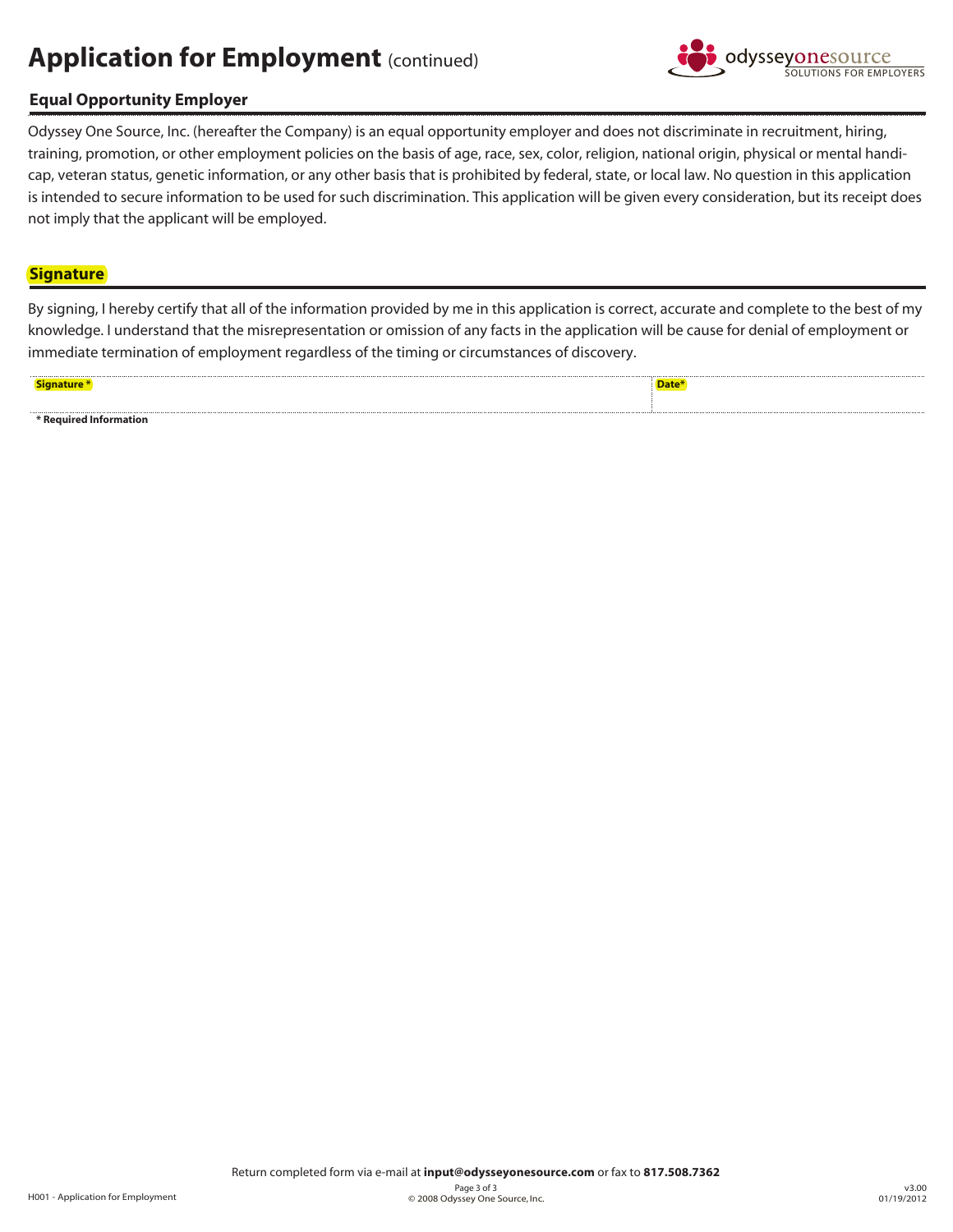# Application for Employment (continued)

## Equal Opportunity Employer

Odyssey One Source, Inc. (hereafter the Company) is an equal opportunity employer and does not discriminate in recruitment, hiring, training, promotion, or other employment policies on the basis of age, race, sex, color, religion, national origin, physical or mental handicap, veteran status, genetic information, or any other basis that is prohibited by federal, state, or local law. No question in this application is intended to secure information to be used for such discrimination. This application will be given every consideration, but its receipt does not imply that the applicant will be employed.

## Signature

By signing, I hereby certify that all of the information provided by me in this application is correct, accurate and complete to the best of my knowledge. I understand that the misrepresentation or omission of any facts in the application will be cause for denial of employment or immediate termination of employment regardless of the timing or circumstances of discovery.

| Signature * | Date* |
|---|---|
| | |

**\* Required Information**

Return completed form via e-mail at **input@odysseyonesource.com** or fax to **817.508.7362**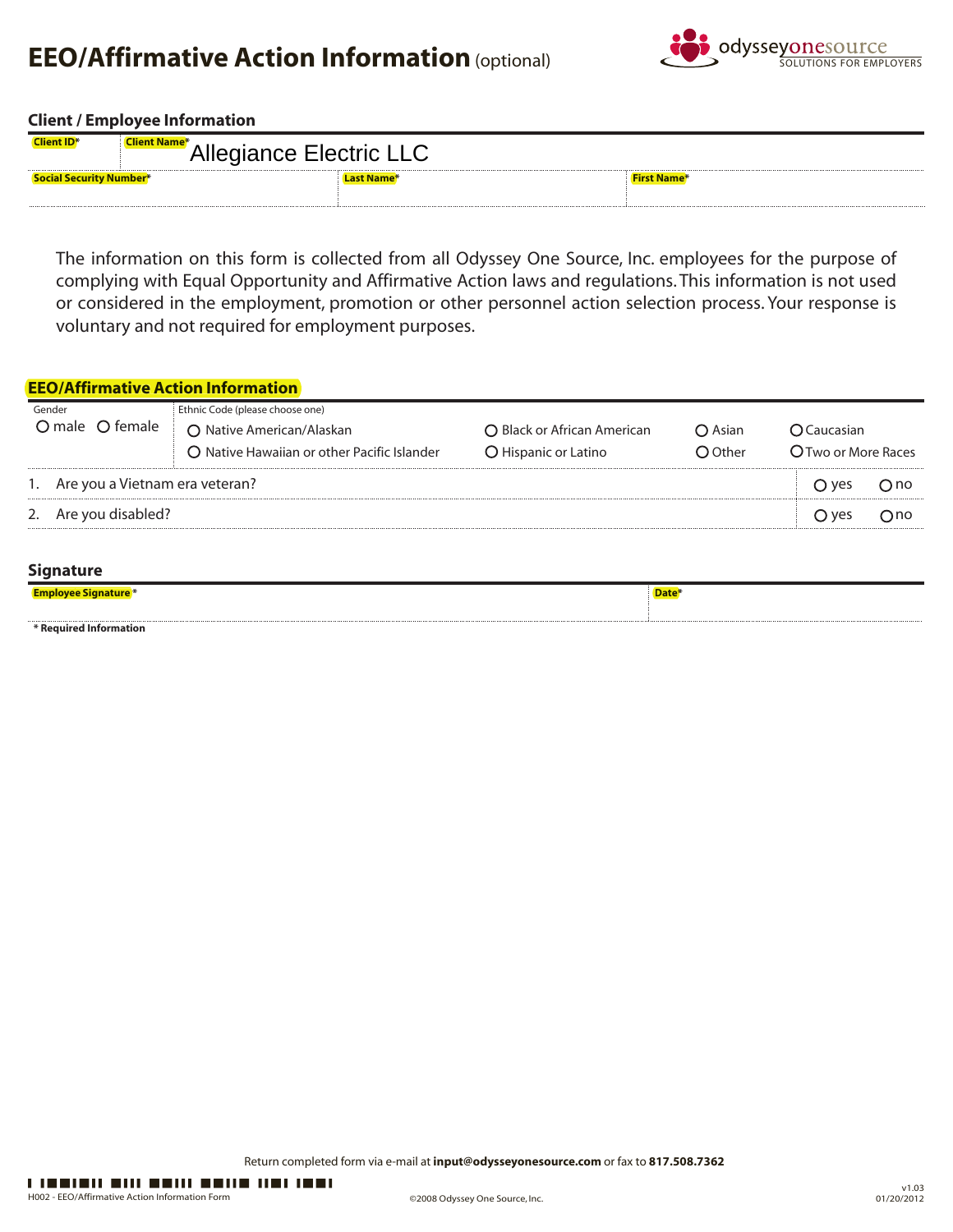# EEO/Affirmative Action Information (optional)

odysseyonesource
SOLUTIONS FOR EMPLOYERS

## Client / Employee Information

| | | |
|---|---|---|
| **Client ID*** | **Client Name*** Allegiance Electric LLC | |
| **Social Security Number*** | **Last Name*** | **First Name*** |

The information on this form is collected from all Odyssey One Source, Inc. employees for the purpose of complying with Equal Opportunity and Affirmative Action laws and regulations. This information is not used or considered in the employment, promotion or other personnel action selection process. Your response is voluntary and not required for employment purposes.

## EEO/Affirmative Action Information

Gender
- ○ male ○ female

Ethnic Code (please choose one)
- ○ Native American/Alaskan
- ○ Black or African American
- ○ Asian
- ○ Caucasian
- ○ Native Hawaiian or other Pacific Islander
- ○ Hispanic or Latino
- ○ Other
- ○ Two or More Races

| | | |
|---|---|---|
| 1. Are you a Vietnam era veteran? | ○ yes | ○ no |
| 2. Are you disabled? | ○ yes | ○ no |

## Signature

| | |
|---|---|
| **Employee Signature** * | **Date*** |

**\* Required Information**

Return completed form via e-mail at **input@odysseyonesource.com** or fax to **817.508.7362**

H002 - EEO/Affirmative Action Information Form

©2008 Odyssey One Source, Inc.

v1.03
01/20/2012